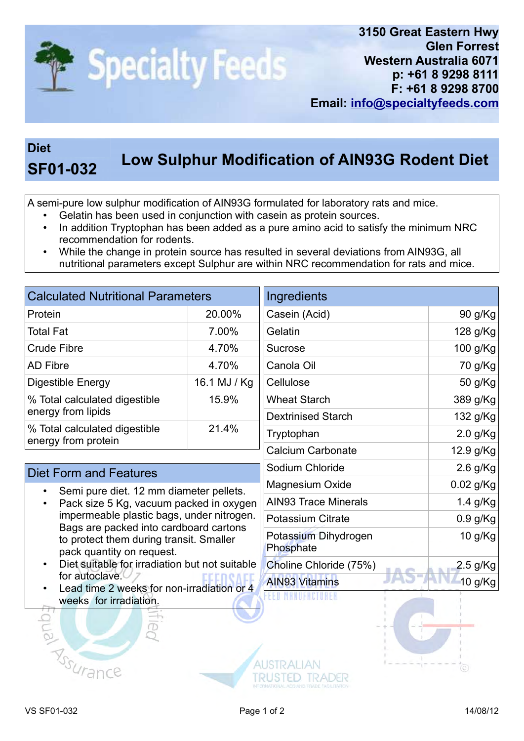**Specialty Feeds**

**3150 Great Eastern Hwy**
**Glen Forrest**
**Western Australia 6071**
**p: +61 8 9298 8111**
**F: +61 8 9298 8700**
**Email: info@specialtyfeeds.com**

# Diet SF01-032 — Low Sulphur Modification of AIN93G Rodent Diet

A semi-pure low sulphur modification of AIN93G formulated for laboratory rats and mice.

- Gelatin has been used in conjunction with casein as protein sources.
- In addition Tryptophan has been added as a pure amino acid to satisfy the minimum NRC recommendation for rodents.
- While the change in protein source has resulted in several deviations from AIN93G, all nutritional parameters except Sulphur are within NRC recommendation for rats and mice.

## Calculated Nutritional Parameters

| Calculated Nutritional Parameters | |
|---|---|
| Protein | 20.00% |
| Total Fat | 7.00% |
| Crude Fibre | 4.70% |
| AD Fibre | 4.70% |
| Digestible Energy | 16.1 MJ / Kg |
| % Total calculated digestible energy from lipids | 15.9% |
| % Total calculated digestible energy from protein | 21.4% |

## Diet Form and Features

- Semi pure diet. 12 mm diameter pellets.
- Pack size 5 Kg, vacuum packed in oxygen impermeable plastic bags, under nitrogen. Bags are packed into cardboard cartons to protect them during transit. Smaller pack quantity on request.
- Diet suitable for irradiation but not suitable for autoclave.
- Lead time 2 weeks for non-irradiation or 4 weeks for irradiation.

## Ingredients

| Ingredients | |
|---|---|
| Casein (Acid) | 90 g/Kg |
| Gelatin | 128 g/Kg |
| Sucrose | 100 g/Kg |
| Canola Oil | 70 g/Kg |
| Cellulose | 50 g/Kg |
| Wheat Starch | 389 g/Kg |
| Dextrinised Starch | 132 g/Kg |
| Tryptophan | 2.0 g/Kg |
| Calcium Carbonate | 12.9 g/Kg |
| Sodium Chloride | 2.6 g/Kg |
| Magnesium Oxide | 0.02 g/Kg |
| AIN93 Trace Minerals | 1.4 g/Kg |
| Potassium Citrate | 0.9 g/Kg |
| Potassium Dihydrogen Phosphate | 10 g/Kg |
| Choline Chloride (75%) | 2.5 g/Kg |
| AIN93 Vitamins | 10 g/Kg |

VS SF01-032 — 14/08/12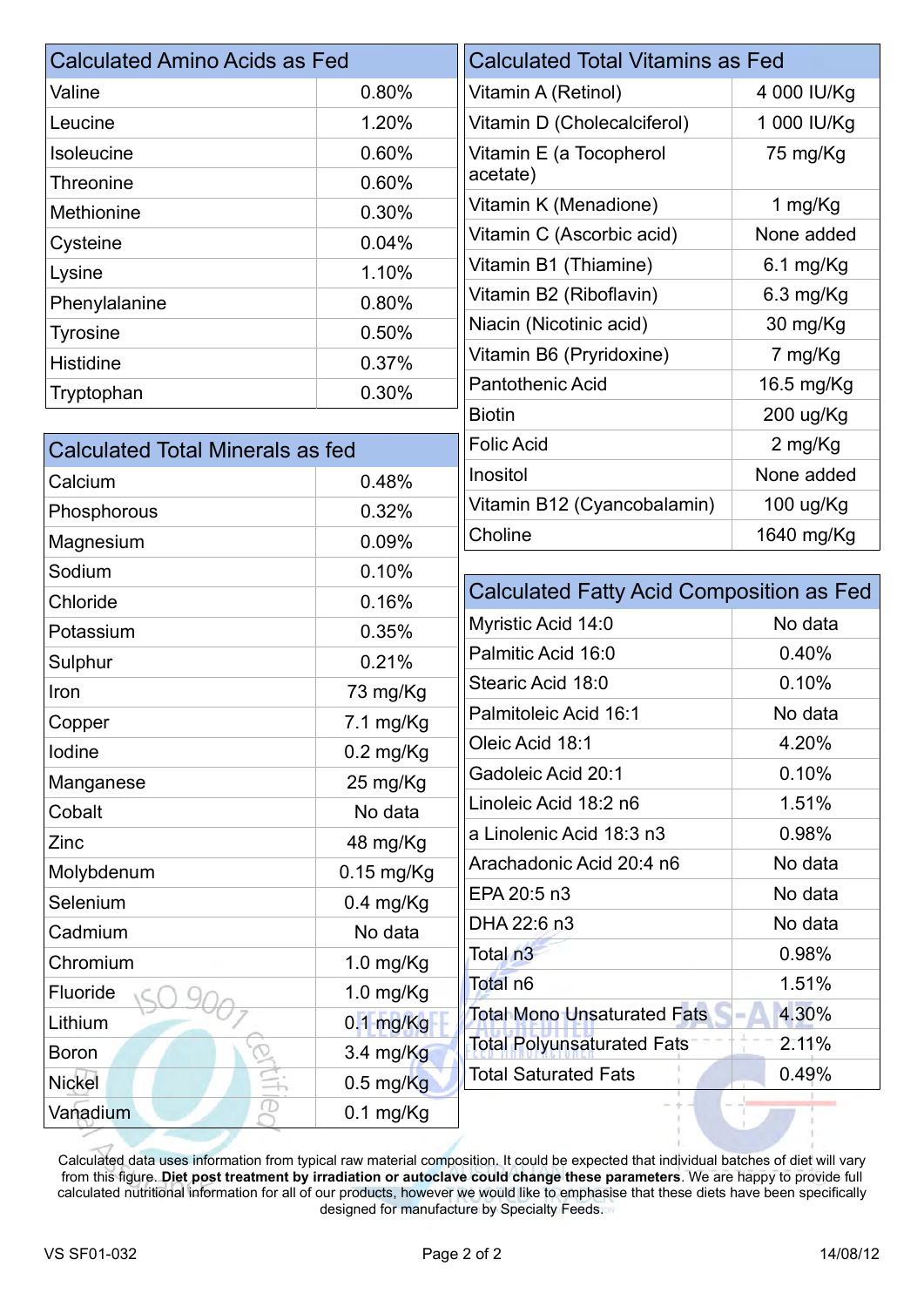| Calculated Amino Acids as Fed | |
|---|---|
| Valine | 0.80% |
| Leucine | 1.20% |
| Isoleucine | 0.60% |
| Threonine | 0.60% |
| Methionine | 0.30% |
| Cysteine | 0.04% |
| Lysine | 1.10% |
| Phenylalanine | 0.80% |
| Tyrosine | 0.50% |
| Histidine | 0.37% |
| Tryptophan | 0.30% |

| Calculated Total Minerals as fed | |
|---|---|
| Calcium | 0.48% |
| Phosphorous | 0.32% |
| Magnesium | 0.09% |
| Sodium | 0.10% |
| Chloride | 0.16% |
| Potassium | 0.35% |
| Sulphur | 0.21% |
| Iron | 73 mg/Kg |
| Copper | 7.1 mg/Kg |
| Iodine | 0.2 mg/Kg |
| Manganese | 25 mg/Kg |
| Cobalt | No data |
| Zinc | 48 mg/Kg |
| Molybdenum | 0.15 mg/Kg |
| Selenium | 0.4 mg/Kg |
| Cadmium | No data |
| Chromium | 1.0 mg/Kg |
| Fluoride | 1.0 mg/Kg |
| Lithium | 0.1 mg/Kg |
| Boron | 3.4 mg/Kg |
| Nickel | 0.5 mg/Kg |
| Vanadium | 0.1 mg/Kg |

| Calculated Total Vitamins as Fed | |
|---|---|
| Vitamin A (Retinol) | 4 000 IU/Kg |
| Vitamin D (Cholecalciferol) | 1 000 IU/Kg |
| Vitamin E (a Tocopherol acetate) | 75 mg/Kg |
| Vitamin K (Menadione) | 1 mg/Kg |
| Vitamin C (Ascorbic acid) | None added |
| Vitamin B1 (Thiamine) | 6.1 mg/Kg |
| Vitamin B2 (Riboflavin) | 6.3 mg/Kg |
| Niacin (Nicotinic acid) | 30 mg/Kg |
| Vitamin B6 (Pryridoxine) | 7 mg/Kg |
| Pantothenic Acid | 16.5 mg/Kg |
| Biotin | 200 ug/Kg |
| Folic Acid | 2 mg/Kg |
| Inositol | None added |
| Vitamin B12 (Cyancobalamin) | 100 ug/Kg |
| Choline | 1640 mg/Kg |

| Calculated Fatty Acid Composition as Fed | |
|---|---|
| Myristic Acid 14:0 | No data |
| Palmitic Acid 16:0 | 0.40% |
| Stearic Acid 18:0 | 0.10% |
| Palmitoleic Acid 16:1 | No data |
| Oleic Acid 18:1 | 4.20% |
| Gadoleic Acid 20:1 | 0.10% |
| Linoleic Acid 18:2 n6 | 1.51% |
| a Linolenic Acid 18:3 n3 | 0.98% |
| Arachadonic Acid 20:4 n6 | No data |
| EPA 20:5 n3 | No data |
| DHA 22:6 n3 | No data |
| Total n3 | 0.98% |
| Total n6 | 1.51% |
| Total Mono Unsaturated Fats | 4.30% |
| Total Polyunsaturated Fats | 2.11% |
| Total Saturated Fats | 0.49% |

Calculated data uses information from typical raw material composition. It could be expected that individual batches of diet will vary from this figure. **Diet post treatment by irradiation or autoclave could change these parameters**. We are happy to provide full calculated nutritional information for all of our products, however we would like to emphasise that these diets have been specifically designed for manufacture by Specialty Feeds.

VS SF01-032

14/08/12